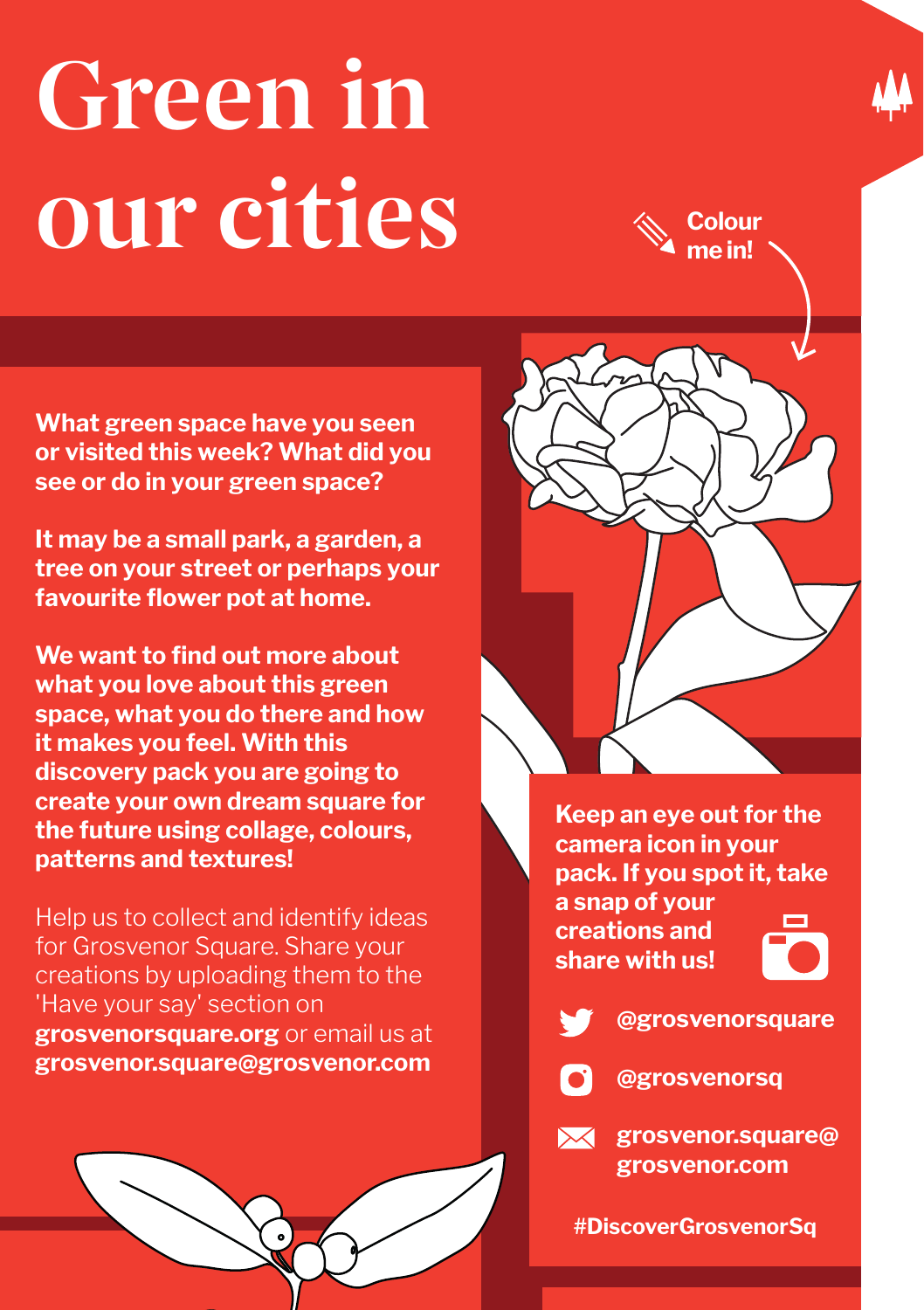# Green in our cities

Colour me in!

**What green space have you seen or visited this week? What did you see or do in your green space?**

**It may be a small park, a garden, a tree on your street or perhaps your favourite flower pot at home.**

**We want to find out more about what you love about this green space, what you do there and how it makes you feel. With this discovery pack you are going to create your own dream square for the future using collage, colours, patterns and textures!**

Help us to collect and identify ideas for Grosvenor Square. Share your creations by uploading them to the 'Have your say' section on **grosvenorsquare.org** or email us at **grosvenor.square@grosvenor.com**

**Keep an eye out for the camera icon in your pack. If you spot it, take a snap of your creations and share with us!**

**@grosvenorsquare**

**@grosvenorsq**

**grosvenor.square@grosvenor.com**

**#DiscoverGrosvenorSq**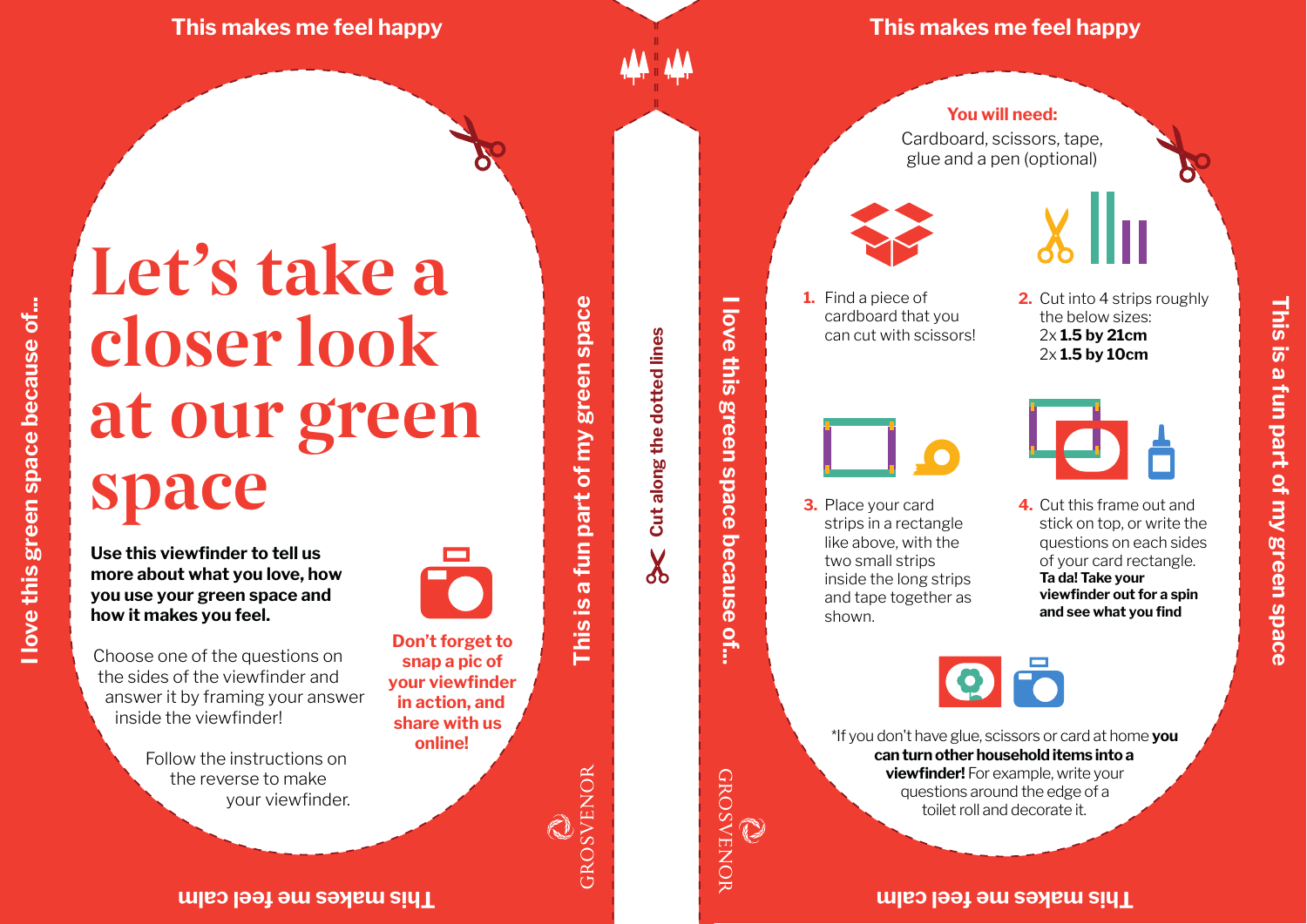This makes me feel happy

I love this green space because of...

# Let's take a closer look at our green space

**Use this viewfinder to tell us more about what you love, how you use your green space and how it makes you feel.**

Choose one of the questions on the sides of the viewfinder and answer it by framing your answer inside the viewfinder!

Follow the instructions on the reverse to make your viewfinder.

**Don't forget to snap a pic of your viewfinder in action, and share with us online!**

This is a fun part of my green space

GROSVENOR

This makes me feel calm

Cut along the dotted lines

This makes me feel happy

I love this green space because of...

**You will need:**

Cardboard, scissors, tape, glue and a pen (optional)

1. Find a piece of cardboard that you can cut with scissors!
2. Cut into 4 strips roughly the below sizes:
   2x **1.5 by 21cm**
   2x **1.5 by 10cm**
3. Place your card strips in a rectangle like above, with the two small strips inside the long strips and tape together as shown.
4. Cut this frame out and stick on top, or write the questions on each sides of your card rectangle. **Ta da! Take your viewfinder out for a spin and see what you find**

*If you don't have glue, scissors or card at home **you can turn other household items into a viewfinder!** For example, write your questions around the edge of a toilet roll and decorate it.

This is a fun part of my green space

GROSVENOR

This makes me feel calm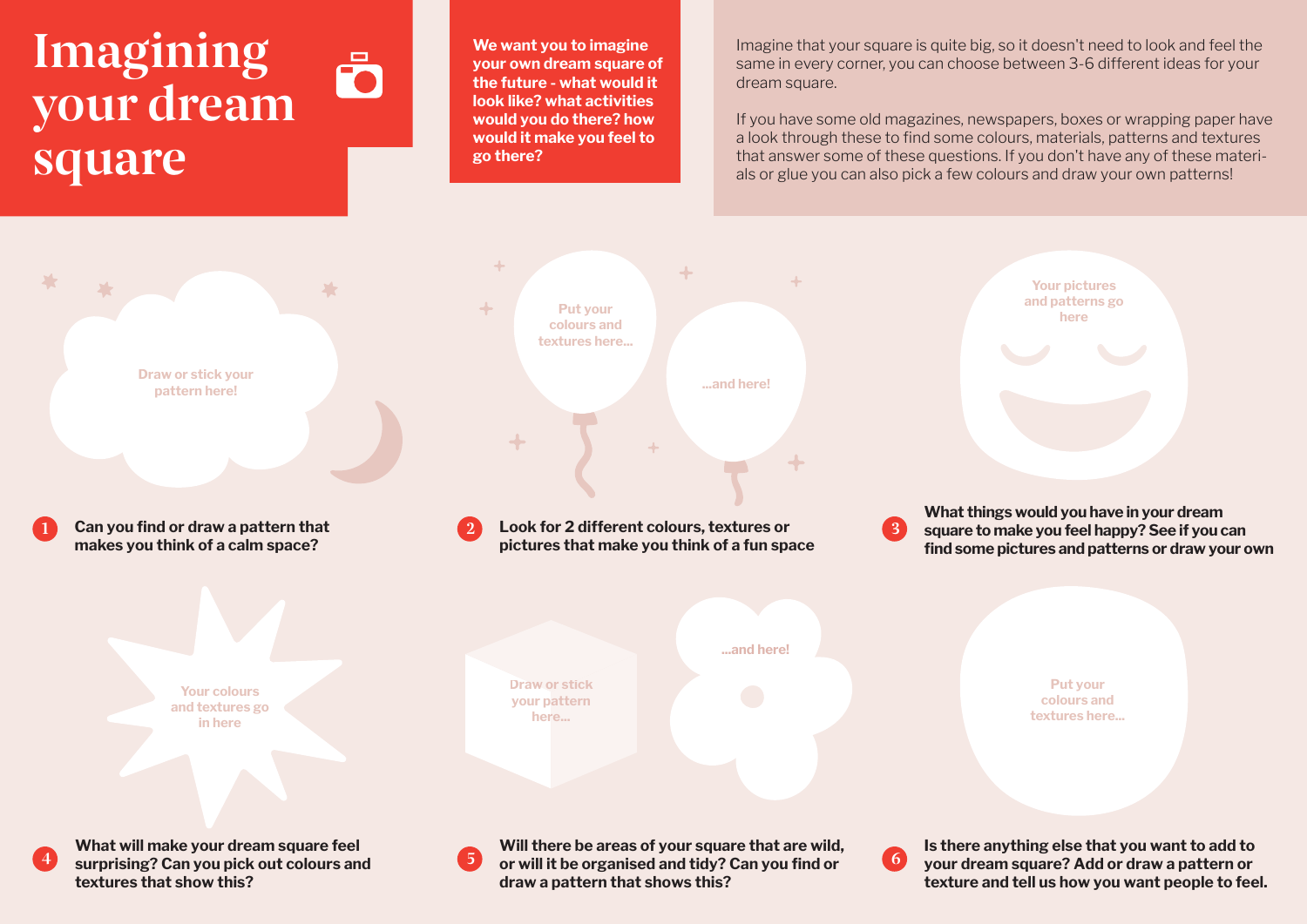# Imagining your dream square

**We want you to imagine your own dream square of the future - what would it look like? what activities would you do there? how would it make you feel to go there?**

Imagine that your square is quite big, so it doesn't need to look and feel the same in every corner, you can choose between 3-6 different ideas for your dream square.

If you have some old magazines, newspapers, boxes or wrapping paper have a look through these to find some colours, materials, patterns and textures that answer some of these questions. If you don't have any of these materials or glue you can also pick a few colours and draw your own patterns!

Draw or stick your pattern here!

**1** **Can you find or draw a pattern that makes you think of a calm space?**

Put your colours and textures here...

...and here!

**2** **Look for 2 different colours, textures or pictures that make you think of a fun space**

Your pictures and patterns go here

**3** **What things would you have in your dream square to make you feel happy? See if you can find some pictures and patterns or draw your own**

Your colours and textures go in here

**4** **What will make your dream square feel surprising? Can you pick out colours and textures that show this?**

Draw or stick your pattern here...

...and here!

**5** **Will there be areas of your square that are wild, or will it be organised and tidy? Can you find or draw a pattern that shows this?**

Put your colours and textures here...

**6** **Is there anything else that you want to add to your dream square? Add or draw a pattern or texture and tell us how you want people to feel.**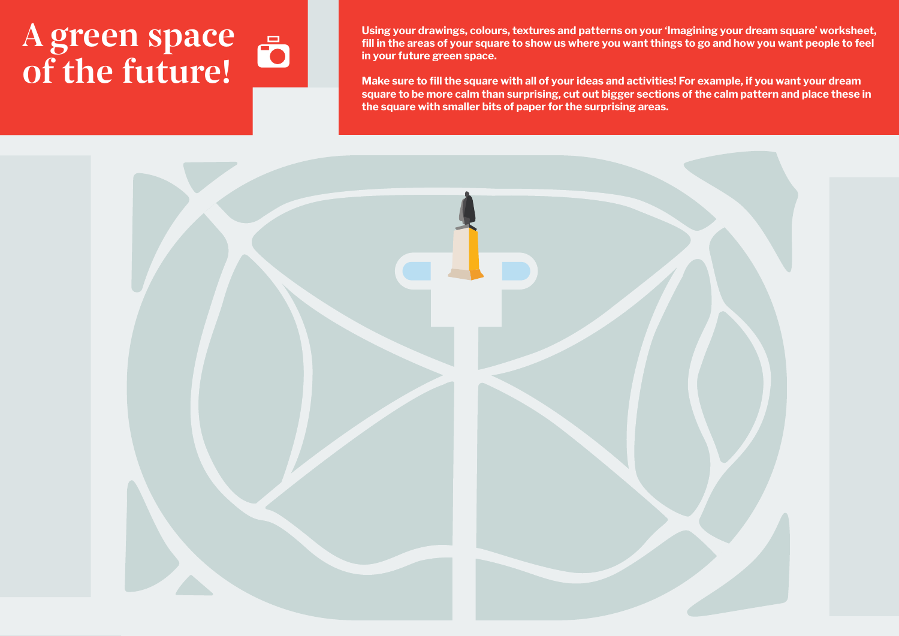# A green space of the future!

**Using your drawings, colours, textures and patterns on your 'Imagining your dream square' worksheet, fill in the areas of your square to show us where you want things to go and how you want people to feel in your future green space.**

**Make sure to fill the square with all of your ideas and activities! For example, if you want your dream square to be more calm than surprising, cut out bigger sections of the calm pattern and place these in the square with smaller bits of paper for the surprising areas.**